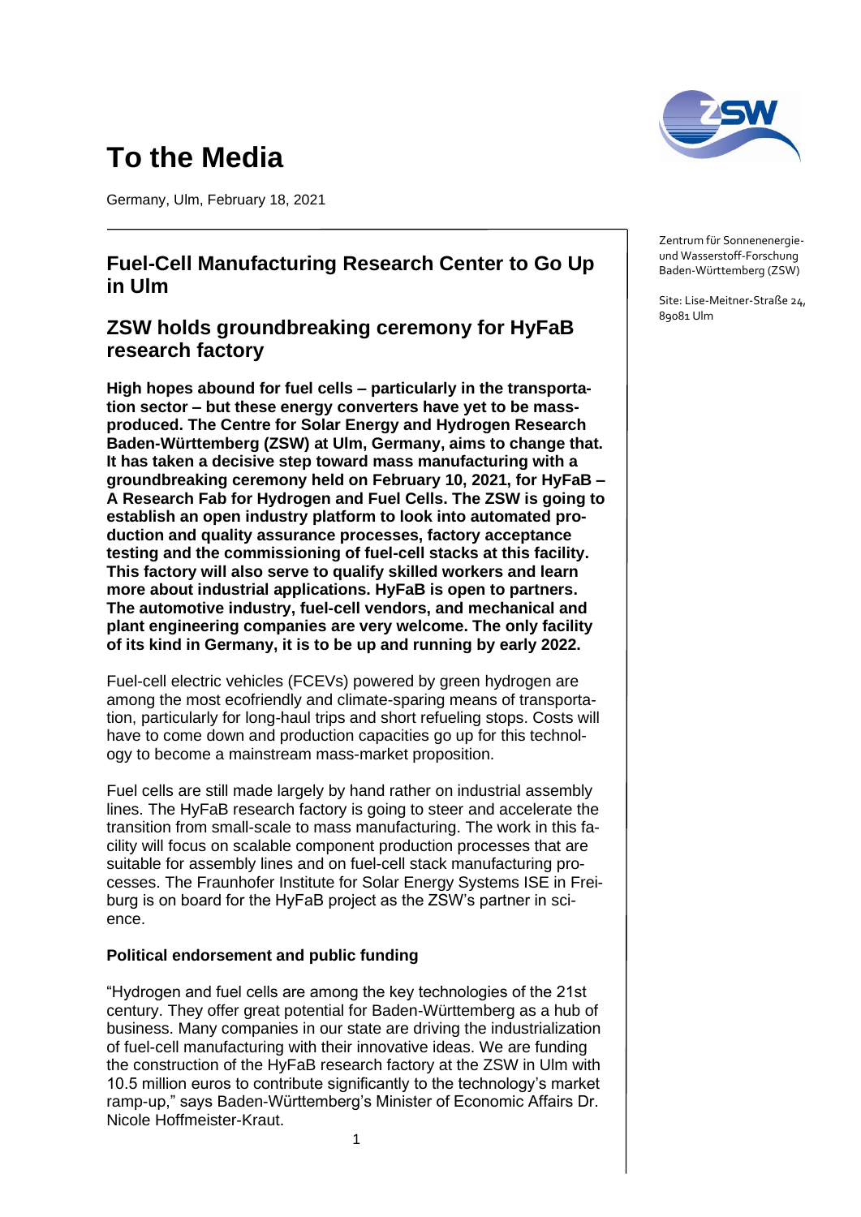# To the Media

Germany, Ulm, February 18, 2021

Zentrum für Sonnenenergie- und Wasserstoff-Forschung Baden-Württemberg (ZSW)

Site: Lise-Meitner-Straße 24, 89081 Ulm

## Fuel-Cell Manufacturing Research Center to Go Up in Ulm

## ZSW holds groundbreaking ceremony for HyFaB research factory

**High hopes abound for fuel cells – particularly in the transportation sector – but these energy converters have yet to be mass-produced. The Centre for Solar Energy and Hydrogen Research Baden-Württemberg (ZSW) at Ulm, Germany, aims to change that. It has taken a decisive step toward mass manufacturing with a groundbreaking ceremony held on February 10, 2021, for HyFaB – A Research Fab for Hydrogen and Fuel Cells. The ZSW is going to establish an open industry platform to look into automated production and quality assurance processes, factory acceptance testing and the commissioning of fuel-cell stacks at this facility. This factory will also serve to qualify skilled workers and learn more about industrial applications. HyFaB is open to partners. The automotive industry, fuel-cell vendors, and mechanical and plant engineering companies are very welcome. The only facility of its kind in Germany, it is to be up and running by early 2022.**

Fuel-cell electric vehicles (FCEVs) powered by green hydrogen are among the most ecofriendly and climate-sparing means of transportation, particularly for long-haul trips and short refueling stops. Costs will have to come down and production capacities go up for this technology to become a mainstream mass-market proposition.

Fuel cells are still made largely by hand rather on industrial assembly lines. The HyFaB research factory is going to steer and accelerate the transition from small-scale to mass manufacturing. The work in this facility will focus on scalable component production processes that are suitable for assembly lines and on fuel-cell stack manufacturing processes. The Fraunhofer Institute for Solar Energy Systems ISE in Freiburg is on board for the HyFaB project as the ZSW's partner in science.

### Political endorsement and public funding

"Hydrogen and fuel cells are among the key technologies of the 21st century. They offer great potential for Baden-Württemberg as a hub of business. Many companies in our state are driving the industrialization of fuel-cell manufacturing with their innovative ideas. We are funding the construction of the HyFaB research factory at the ZSW in Ulm with 10.5 million euros to contribute significantly to the technology's market ramp-up," says Baden-Württemberg's Minister of Economic Affairs Dr. Nicole Hoffmeister-Kraut.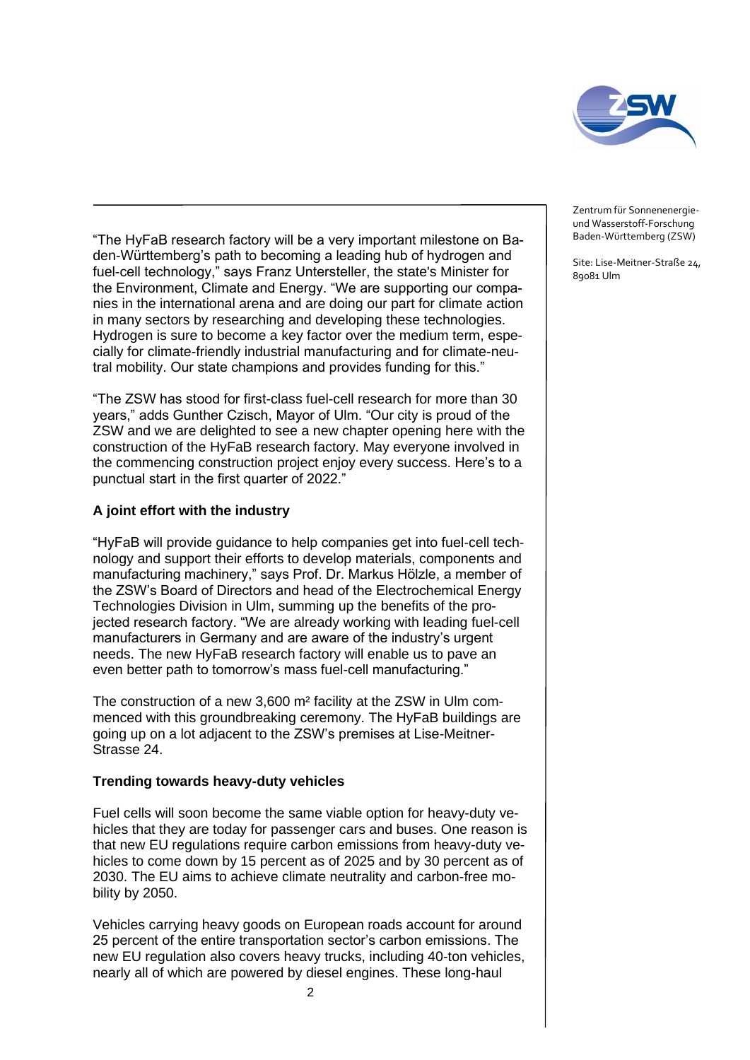Zentrum für Sonnenenergie- und Wasserstoff-Forschung Baden-Württemberg (ZSW)

Site: Lise-Meitner-Straße 24, 89081 Ulm

“The HyFaB research factory will be a very important milestone on Baden-Württemberg’s path to becoming a leading hub of hydrogen and fuel-cell technology,” says Franz Untersteller, the state's Minister for the Environment, Climate and Energy. “We are supporting our companies in the international arena and are doing our part for climate action in many sectors by researching and developing these technologies. Hydrogen is sure to become a key factor over the medium term, especially for climate-friendly industrial manufacturing and for climate-neutral mobility. Our state champions and provides funding for this.”

“The ZSW has stood for first-class fuel-cell research for more than 30 years,” adds Gunther Czisch, Mayor of Ulm. “Our city is proud of the ZSW and we are delighted to see a new chapter opening here with the construction of the HyFaB research factory. May everyone involved in the commencing construction project enjoy every success. Here’s to a punctual start in the first quarter of 2022.”

**A joint effort with the industry**

“HyFaB will provide guidance to help companies get into fuel-cell technology and support their efforts to develop materials, components and manufacturing machinery,” says Prof. Dr. Markus Hölzle, a member of the ZSW’s Board of Directors and head of the Electrochemical Energy Technologies Division in Ulm, summing up the benefits of the projected research factory. “We are already working with leading fuel-cell manufacturers in Germany and are aware of the industry’s urgent needs. The new HyFaB research factory will enable us to pave an even better path to tomorrow’s mass fuel-cell manufacturing.”

The construction of a new 3,600 m² facility at the ZSW in Ulm commenced with this groundbreaking ceremony. The HyFaB buildings are going up on a lot adjacent to the ZSW’s premises at Lise-Meitner-Strasse 24.

**Trending towards heavy-duty vehicles**

Fuel cells will soon become the same viable option for heavy-duty vehicles that they are today for passenger cars and buses. One reason is that new EU regulations require carbon emissions from heavy-duty vehicles to come down by 15 percent as of 2025 and by 30 percent as of 2030. The EU aims to achieve climate neutrality and carbon-free mobility by 2050.

Vehicles carrying heavy goods on European roads account for around 25 percent of the entire transportation sector’s carbon emissions. The new EU regulation also covers heavy trucks, including 40-ton vehicles, nearly all of which are powered by diesel engines. These long-haul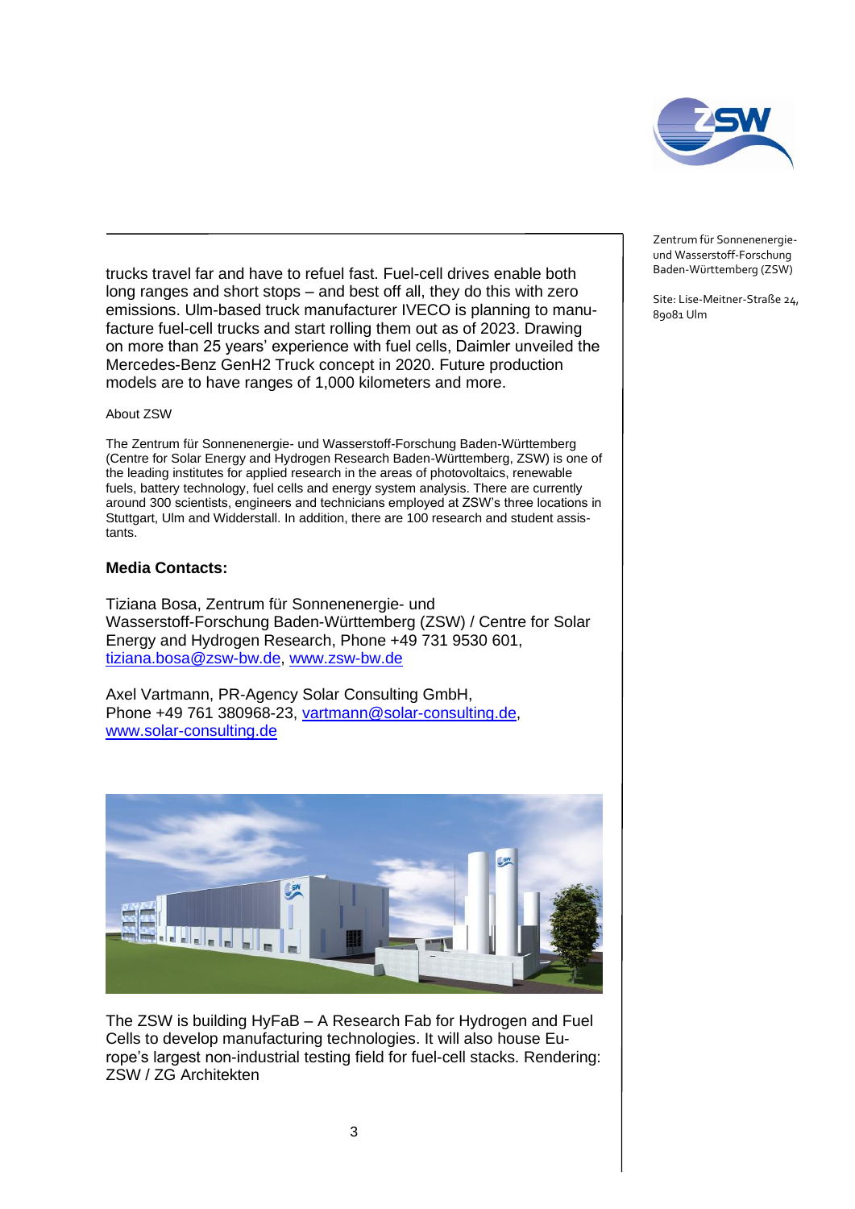Zentrum für Sonnenenergie- und Wasserstoff-Forschung Baden-Württemberg (ZSW)

Site: Lise-Meitner-Straße 24, 89081 Ulm

trucks travel far and have to refuel fast. Fuel-cell drives enable both long ranges and short stops – and best off all, they do this with zero emissions. Ulm-based truck manufacturer IVECO is planning to manufacture fuel-cell trucks and start rolling them out as of 2023. Drawing on more than 25 years' experience with fuel cells, Daimler unveiled the Mercedes-Benz GenH2 Truck concept in 2020. Future production models are to have ranges of 1,000 kilometers and more.

About ZSW

The Zentrum für Sonnenenergie- und Wasserstoff-Forschung Baden-Württemberg (Centre for Solar Energy and Hydrogen Research Baden-Württemberg, ZSW) is one of the leading institutes for applied research in the areas of photovoltaics, renewable fuels, battery technology, fuel cells and energy system analysis. There are currently around 300 scientists, engineers and technicians employed at ZSW's three locations in Stuttgart, Ulm and Widderstall. In addition, there are 100 research and student assistants.

**Media Contacts:**

Tiziana Bosa, Zentrum für Sonnenenergie- und Wasserstoff-Forschung Baden-Württemberg (ZSW) / Centre for Solar Energy and Hydrogen Research, Phone +49 731 9530 601, tiziana.bosa@zsw-bw.de, www.zsw-bw.de

Axel Vartmann, PR-Agency Solar Consulting GmbH, Phone +49 761 380968-23, vartmann@solar-consulting.de, www.solar-consulting.de

The ZSW is building HyFaB – A Research Fab for Hydrogen and Fuel Cells to develop manufacturing technologies. It will also house Europe's largest non-industrial testing field for fuel-cell stacks. Rendering: ZSW / ZG Architekten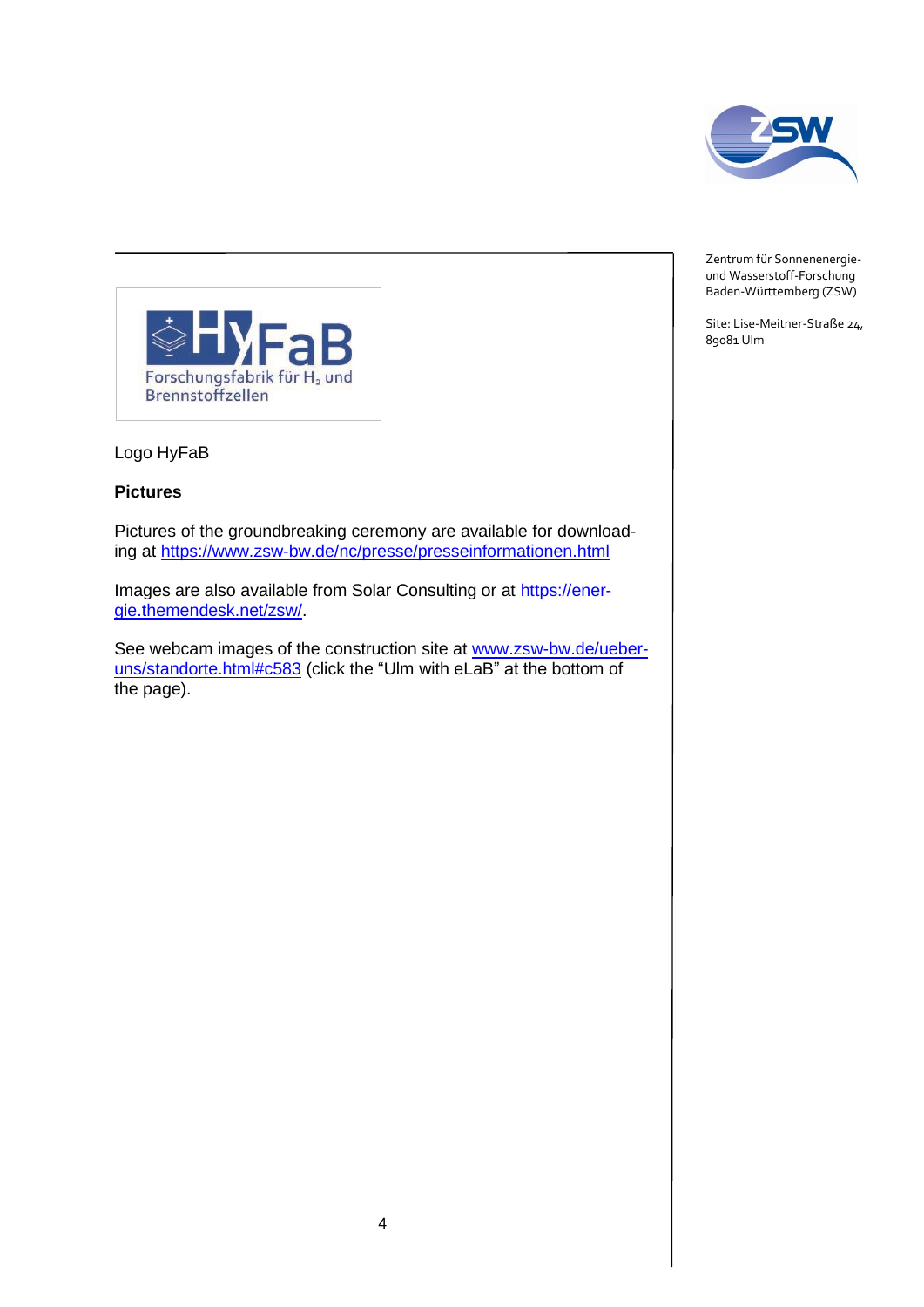Zentrum für Sonnenenergie- und Wasserstoff-Forschung Baden-Württemberg (ZSW)

Site: Lise-Meitner-Straße 24, 89081 Ulm

Logo HyFaB

**Pictures**

Pictures of the groundbreaking ceremony are available for downloading at https://www.zsw-bw.de/nc/presse/presseinformationen.html

Images are also available from Solar Consulting or at https://energie.themendesk.net/zsw/.

See webcam images of the construction site at www.zsw-bw.de/ueber-uns/standorte.html#c583 (click the "Ulm with eLaB" at the bottom of the page).